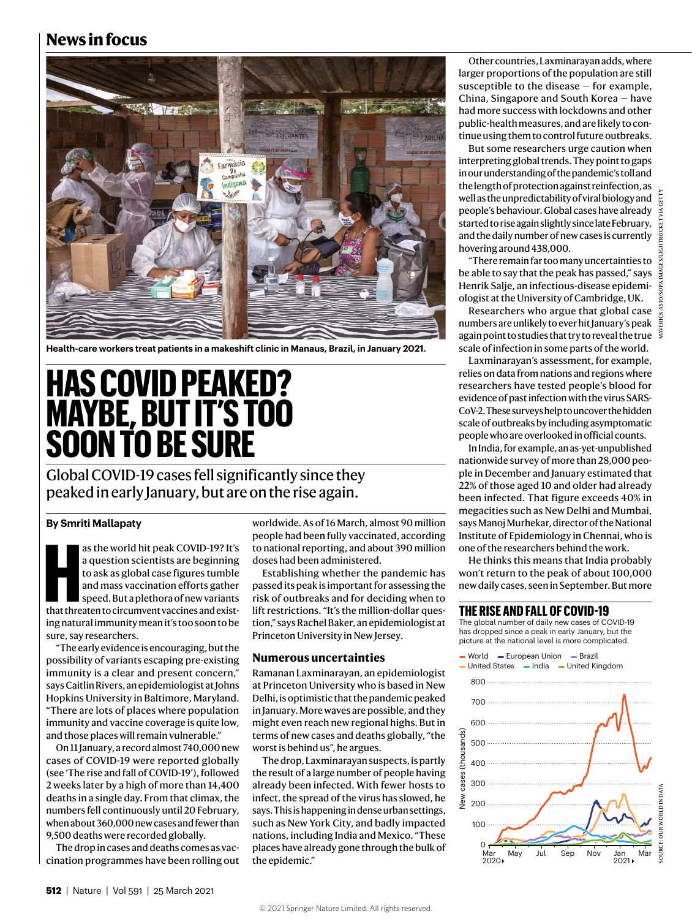## News in focus

Health-care workers treat patients in a makeshift clinic in Manaus, Brazil, in January 2021.

# HAS COVID PEAKED? MAYBE, BUT IT'S TOO SOON TO BE SURE

Global COVID-19 cases fell significantly since they peaked in early January, but are on the rise again.

**By Smriti Mallapaty**

Has the world hit peak COVID-19? It's a question scientists are beginning to ask as global case figures tumble and mass vaccination efforts gather speed. But a plethora of new variants that threaten to circumvent vaccines and existing natural immunity mean it's too soon to be sure, say researchers.

"The early evidence is encouraging, but the possibility of variants escaping pre-existing immunity is a clear and present concern," says Caitlin Rivers, an epidemiologist at Johns Hopkins University in Baltimore, Maryland. "There are lots of places where population immunity and vaccine coverage is quite low, and those places will remain vulnerable."

On 11 January, a record almost 740,000 new cases of COVID-19 were reported globally (see 'The rise and fall of COVID-19'), followed 2 weeks later by a high of more than 14,400 deaths in a single day. From that climax, the numbers fell continuously until 20 February, when about 360,000 new cases and fewer than 9,500 deaths were recorded globally.

The drop in cases and deaths comes as vaccination programmes have been rolling out worldwide. As of 16 March, almost 90 million people had been fully vaccinated, according to national reporting, and about 390 million doses had been administered.

Establishing whether the pandemic has passed its peak is important for assessing the risk of outbreaks and for deciding when to lift restrictions. "It's the million-dollar question," says Rachel Baker, an epidemiologist at Princeton University in New Jersey.

### Numerous uncertainties

Ramanan Laxminarayan, an epidemiologist at Princeton University who is based in New Delhi, is optimistic that the pandemic peaked in January. More waves are possible, and they might even reach new regional highs. But in terms of new cases and deaths globally, "the worst is behind us", he argues.

The drop, Laxminarayan suspects, is partly the result of a large number of people having already been infected. With fewer hosts to infect, the spread of the virus has slowed, he says. This is happening in dense urban settings, such as New York City, and badly impacted nations, including India and Mexico. "These places have already gone through the bulk of the epidemic."

Other countries, Laxminarayan adds, where larger proportions of the population are still susceptible to the disease — for example, China, Singapore and South Korea — have had more success with lockdowns and other public-health measures, and are likely to continue using them to control future outbreaks.

But some researchers urge caution when interpreting global trends. They point to gaps in our understanding of the pandemic's toll and the length of protection against reinfection, as well as the unpredictability of viral biology and people's behaviour. Global cases have already started to rise again slightly since late February, and the daily number of new cases is currently hovering around 438,000.

"There remain far too many uncertainties to be able to say that the peak has passed," says Henrik Salje, an infectious-disease epidemiologist at the University of Cambridge, UK.

Researchers who argue that global case numbers are unlikely to ever hit January's peak again point to studies that try to reveal the true scale of infection in some parts of the world.

Laxminarayan's assessment, for example, relies on data from nations and regions where researchers have tested people's blood for evidence of past infection with the virus SARS-CoV-2. These surveys help to uncover the hidden scale of outbreaks by including asymptomatic people who are overlooked in official counts.

In India, for example, an as-yet-unpublished nationwide survey of more than 28,000 people in December and January estimated that 22% of those aged 10 and older had already been infected. That figure exceeds 40% in megacities such as New Delhi and Mumbai, says Manoj Murhekar, director of the National Institute of Epidemiology in Chennai, who is one of the researchers behind the work.

He thinks this means that India probably won't return to the peak of about 100,000 new daily cases, seen in September. But more

### THE RISE AND FALL OF COVID-19

The global number of daily new cases of COVID-19 has dropped since a peak in early January, but the picture at the national level is more complicated.

Legend: World; European Union; Brazil; United States; India; United Kingdom

New cases (thousands), axis 0–800; time axis Mar 2020 – Mar 2021

Source: Our World in Data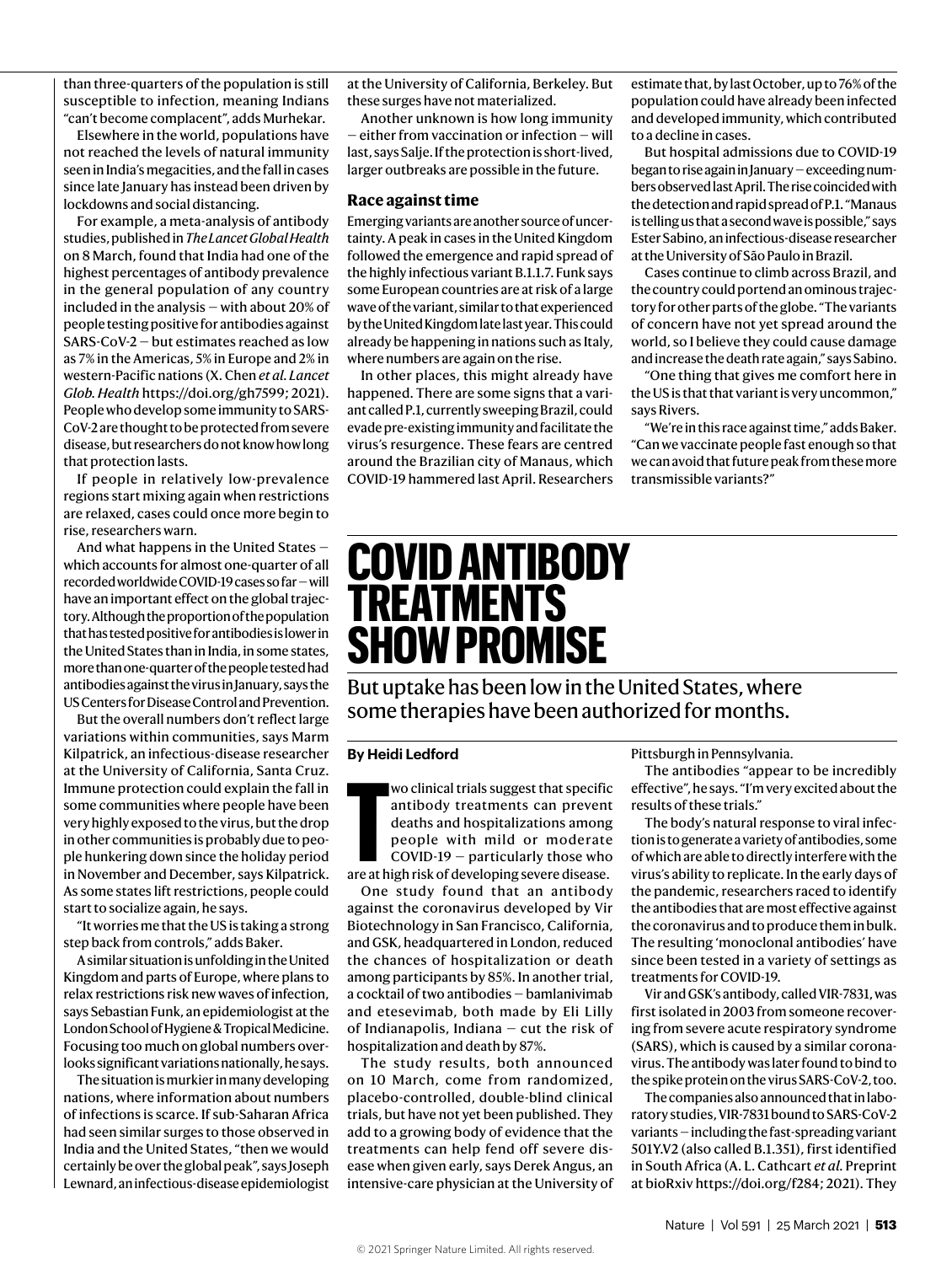than three-quarters of the population is still susceptible to infection, meaning Indians "can't become complacent", adds Murhekar.

Elsewhere in the world, populations have not reached the levels of natural immunity seen in India's megacities, and the fall in cases since late January has instead been driven by lockdowns and social distancing.

For example, a meta-analysis of antibody studies, published in *The Lancet Global Health* on 8 March, found that India had one of the highest percentages of antibody prevalence in the general population of any country included in the analysis — with about 20% of people testing positive for antibodies against SARS-CoV-2 — but estimates reached as low as 7% in the Americas, 5% in Europe and 2% in western-Pacific nations (X. Chen *et al. Lancet Glob. Health* https://doi.org/gh7599; 2021). People who develop some immunity to SARS-CoV-2 are thought to be protected from severe disease, but researchers do not know how long that protection lasts.

If people in relatively low-prevalence regions start mixing again when restrictions are relaxed, cases could once more begin to rise, researchers warn.

And what happens in the United States — which accounts for almost one-quarter of all recorded worldwide COVID-19 cases so far — will have an important effect on the global trajectory. Although the proportion of the population that has tested positive for antibodies is lower in the United States than in India, in some states, more than one-quarter of the people tested had antibodies against the virus in January, says the US Centers for Disease Control and Prevention.

But the overall numbers don't reflect large variations within communities, says Marm Kilpatrick, an infectious-disease researcher at the University of California, Santa Cruz. Immune protection could explain the fall in some communities where people have been very highly exposed to the virus, but the drop in other communities is probably due to people hunkering down since the holiday period in November and December, says Kilpatrick. As some states lift restrictions, people could start to socialize again, he says.

"It worries me that the US is taking a strong step back from controls," adds Baker.

A similar situation is unfolding in the United Kingdom and parts of Europe, where plans to relax restrictions risk new waves of infection, says Sebastian Funk, an epidemiologist at the London School of Hygiene & Tropical Medicine. Focusing too much on global numbers overlooks significant variations nationally, he says.

The situation is murkier in many developing nations, where information about numbers of infections is scarce. If sub-Saharan Africa had seen similar surges to those observed in India and the United States, "then we would certainly be over the global peak", says Joseph Lewnard, an infectious-disease epidemiologist at the University of California, Berkeley. But these surges have not materialized.

Another unknown is how long immunity — either from vaccination or infection — will last, says Salje. If the protection is short-lived, larger outbreaks are possible in the future.

### Race against time

Emerging variants are another source of uncertainty. A peak in cases in the United Kingdom followed the emergence and rapid spread of the highly infectious variant B.1.1.7. Funk says some European countries are at risk of a large wave of the variant, similar to that experienced by the United Kingdom late last year. This could already be happening in nations such as Italy, where numbers are again on the rise.

In other places, this might already have happened. There are some signs that a variant called P.1, currently sweeping Brazil, could evade pre-existing immunity and facilitate the virus's resurgence. These fears are centred around the Brazilian city of Manaus, which COVID-19 hammered last April. Researchers estimate that, by last October, up to 76% of the population could have already been infected and developed immunity, which contributed to a decline in cases.

But hospital admissions due to COVID-19 began to rise again in January — exceeding numbers observed last April. The rise coincided with the detection and rapid spread of P.1. "Manaus is telling us that a second wave is possible," says Ester Sabino, an infectious-disease researcher at the University of São Paulo in Brazil.

Cases continue to climb across Brazil, and the country could portend an ominous trajectory for other parts of the globe. "The variants of concern have not yet spread around the world, so I believe they could cause damage and increase the death rate again," says Sabino.

"One thing that gives me comfort here in the US is that that variant is very uncommon," says Rivers.

"We're in this race against time," adds Baker. "Can we vaccinate people fast enough so that we can avoid that future peak from these more transmissible variants?"

# COVID ANTIBODY TREATMENTS SHOW PROMISE

But uptake has been low in the United States, where some therapies have been authorized for months.

**By Heidi Ledford**

Two clinical trials suggest that specific antibody treatments can prevent deaths and hospitalizations among people with mild or moderate COVID-19 — particularly those who are at high risk of developing severe disease.

One study found that an antibody against the coronavirus developed by Vir Biotechnology in San Francisco, California, and GSK, headquartered in London, reduced the chances of hospitalization or death among participants by 85%. In another trial, a cocktail of two antibodies — bamlanivimab and etesevimab, both made by Eli Lilly of Indianapolis, Indiana — cut the risk of hospitalization and death by 87%.

The study results, both announced on 10 March, come from randomized, placebo-controlled, double-blind clinical trials, but have not yet been published. They add to a growing body of evidence that the treatments can help fend off severe disease when given early, says Derek Angus, an intensive-care physician at the University of Pittsburgh in Pennsylvania.

The antibodies "appear to be incredibly effective", he says. "I'm very excited about the results of these trials."

The body's natural response to viral infection is to generate a variety of antibodies, some of which are able to directly interfere with the virus's ability to replicate. In the early days of the pandemic, researchers raced to identify the antibodies that are most effective against the coronavirus and to produce them in bulk. The resulting 'monoclonal antibodies' have since been tested in a variety of settings as treatments for COVID-19.

Vir and GSK's antibody, called VIR-7831, was first isolated in 2003 from someone recovering from severe acute respiratory syndrome (SARS), which is caused by a similar coronavirus. The antibody was later found to bind to the spike protein on the virus SARS-CoV-2, too.

The companies also announced that in laboratory studies, VIR-7831 bound to SARS-CoV-2 variants — including the fast-spreading variant 501Y.V2 (also called B.1.351), first identified in South Africa (A. L. Cathcart *et al.* Preprint at bioRxiv https://doi.org/f284; 2021). They